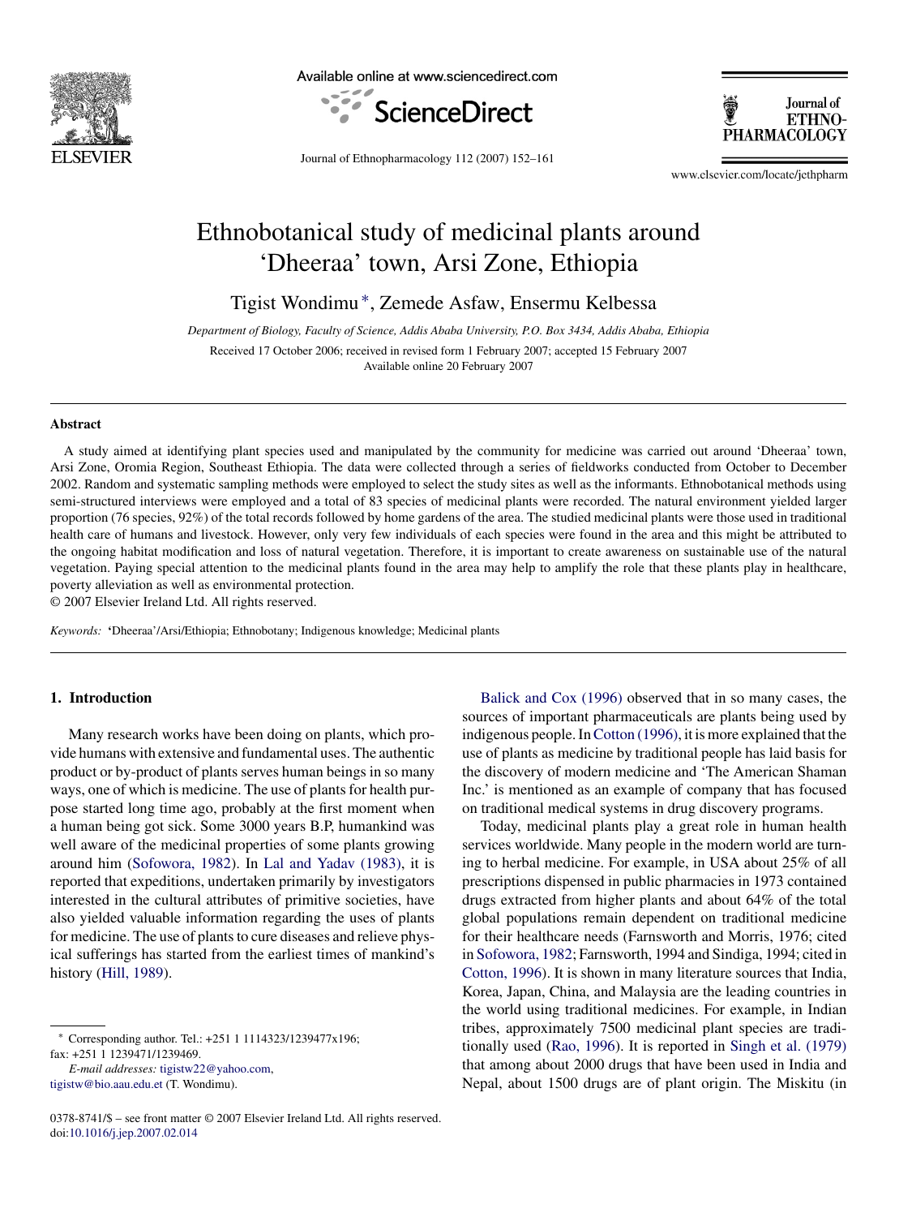# Ethnobotanical study of medicinal plants around 'Dheeraa' town, Arsi Zone, Ethiopia

Tigist Wondimu *, Zemede Asfaw, Ensermu Kelbessa

*Department of Biology, Faculty of Science, Addis Ababa University, P.O. Box 3434, Addis Ababa, Ethiopia*

Received 17 October 2006; received in revised form 1 February 2007; accepted 15 February 2007
Available online 20 February 2007

## Abstract

A study aimed at identifying plant species used and manipulated by the community for medicine was carried out around 'Dheeraa' town, Arsi Zone, Oromia Region, Southeast Ethiopia. The data were collected through a series of fieldworks conducted from October to December 2002. Random and systematic sampling methods were employed to select the study sites as well as the informants. Ethnobotanical methods using semi-structured interviews were employed and a total of 83 species of medicinal plants were recorded. The natural environment yielded larger proportion (76 species, 92%) of the total records followed by home gardens of the area. The studied medicinal plants were those used in traditional health care of humans and livestock. However, only very few individuals of each species were found in the area and this might be attributed to the ongoing habitat modification and loss of natural vegetation. Therefore, it is important to create awareness on sustainable use of the natural vegetation. Paying special attention to the medicinal plants found in the area may help to amplify the role that these plants play in healthcare, poverty alleviation as well as environmental protection.

© 2007 Elsevier Ireland Ltd. All rights reserved.

*Keywords:* **'**Dheeraa'/Arsi/Ethiopia; Ethnobotany; Indigenous knowledge; Medicinal plants

## 1. Introduction

Many research works have been doing on plants, which provide humans with extensive and fundamental uses. The authentic product or by-product of plants serves human beings in so many ways, one of which is medicine. The use of plants for health purpose started long time ago, probably at the first moment when a human being got sick. Some 3000 years B.P, humankind was well aware of the medicinal properties of some plants growing around him (Sofowora, 1982). In Lal and Yadav (1983), it is reported that expeditions, undertaken primarily by investigators interested in the cultural attributes of primitive societies, have also yielded valuable information regarding the uses of plants for medicine. The use of plants to cure diseases and relieve physical sufferings has started from the earliest times of mankind's history (Hill, 1989).

Balick and Cox (1996) observed that in so many cases, the sources of important pharmaceuticals are plants being used by indigenous people. In Cotton (1996), it is more explained that the use of plants as medicine by traditional people has laid basis for the discovery of modern medicine and 'The American Shaman Inc.' is mentioned as an example of company that has focused on traditional medical systems in drug discovery programs.

Today, medicinal plants play a great role in human health services worldwide. Many people in the modern world are turning to herbal medicine. For example, in USA about 25% of all prescriptions dispensed in public pharmacies in 1973 contained drugs extracted from higher plants and about 64% of the total global populations remain dependent on traditional medicine for their healthcare needs (Farnsworth and Morris, 1976; cited in Sofowora, 1982; Farnsworth, 1994 and Sindiga, 1994; cited in Cotton, 1996). It is shown in many literature sources that India, Korea, Japan, China, and Malaysia are the leading countries in the world using traditional medicines. For example, in Indian tribes, approximately 7500 medicinal plant species are traditionally used (Rao, 1996). It is reported in Singh et al. (1979) that among about 2000 drugs that have been used in India and Nepal, about 1500 drugs are of plant origin. The Miskitu (in

---

* Corresponding author. Tel.: +251 1 1114323/1239477x196; fax: +251 1 1239471/1239469.
*E-mail addresses:* tigistw22@yahoo.com, tigistw@bio.aau.edu.et (T. Wondimu).

0378-8741/$ – see front matter © 2007 Elsevier Ireland Ltd. All rights reserved.
doi:10.1016/j.jep.2007.02.014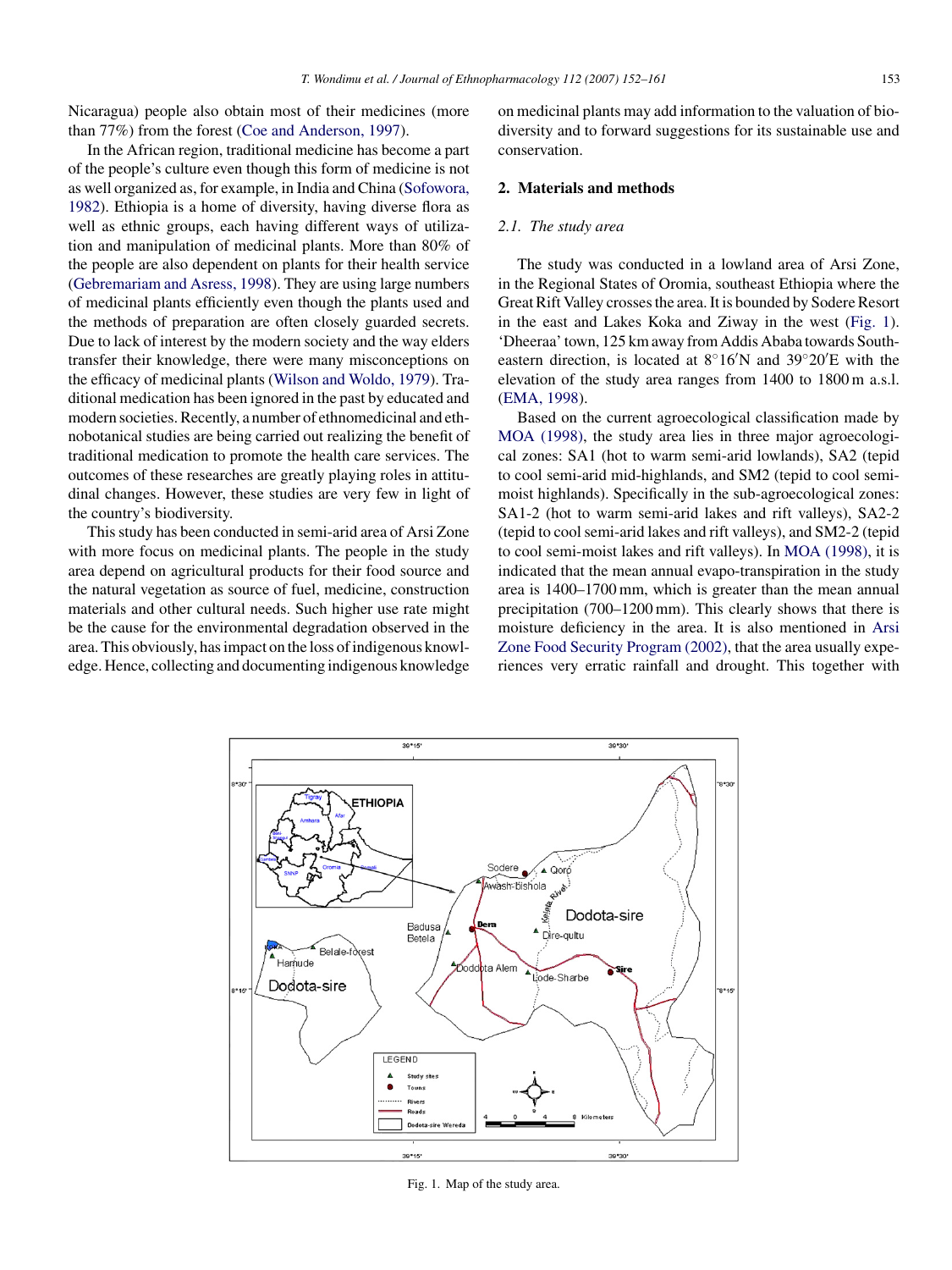Nicaragua) people also obtain most of their medicines (more than 77%) from the forest (Coe and Anderson, 1997).

In the African region, traditional medicine has become a part of the people's culture even though this form of medicine is not as well organized as, for example, in India and China (Sofowora, 1982). Ethiopia is a home of diversity, having diverse flora as well as ethnic groups, each having different ways of utilization and manipulation of medicinal plants. More than 80% of the people are also dependent on plants for their health service (Gebremariam and Asress, 1998). They are using large numbers of medicinal plants efficiently even though the plants used and the methods of preparation are often closely guarded secrets. Due to lack of interest by the modern society and the way elders transfer their knowledge, there were many misconceptions on the efficacy of medicinal plants (Wilson and Woldo, 1979). Traditional medication has been ignored in the past by educated and modern societies. Recently, a number of ethnomedicinal and ethnobotanical studies are being carried out realizing the benefit of traditional medication to promote the health care services. The outcomes of these researches are greatly playing roles in attitudinal changes. However, these studies are very few in light of the country's biodiversity.

This study has been conducted in semi-arid area of Arsi Zone with more focus on medicinal plants. The people in the study area depend on agricultural products for their food source and the natural vegetation as source of fuel, medicine, construction materials and other cultural needs. Such higher use rate might be the cause for the environmental degradation observed in the area. This obviously, has impact on the loss of indigenous knowledge. Hence, collecting and documenting indigenous knowledge on medicinal plants may add information to the valuation of biodiversity and to forward suggestions for its sustainable use and conservation.

## 2. Materials and methods

### 2.1. The study area

The study was conducted in a lowland area of Arsi Zone, in the Regional States of Oromia, southeast Ethiopia where the Great Rift Valley crosses the area. It is bounded by Sodere Resort in the east and Lakes Koka and Ziway in the west (Fig. 1). 'Dheeraa' town, 125 km away from Addis Ababa towards South-eastern direction, is located at 8°16′N and 39°20′E with the elevation of the study area ranges from 1400 to 1800 m a.s.l. (EMA, 1998).

Based on the current agroecological classification made by MOA (1998), the study area lies in three major agroecological zones: SA1 (hot to warm semi-arid lowlands), SA2 (tepid to cool semi-arid mid-highlands, and SM2 (tepid to cool semi-moist highlands). Specifically in the sub-agroecological zones: SA1-2 (hot to warm semi-arid lakes and rift valleys), SA2-2 (tepid to cool semi-arid lakes and rift valleys), and SM2-2 (tepid to cool semi-moist lakes and rift valleys). In MOA (1998), it is indicated that the mean annual evapo-transpiration in the study area is 1400–1700 mm, which is greater than the mean annual precipitation (700–1200 mm). This clearly shows that there is moisture deficiency in the area. It is also mentioned in Arsi Zone Food Security Program (2002), that the area usually experiences very erratic rainfall and drought. This together with

Fig. 1. Map of the study area.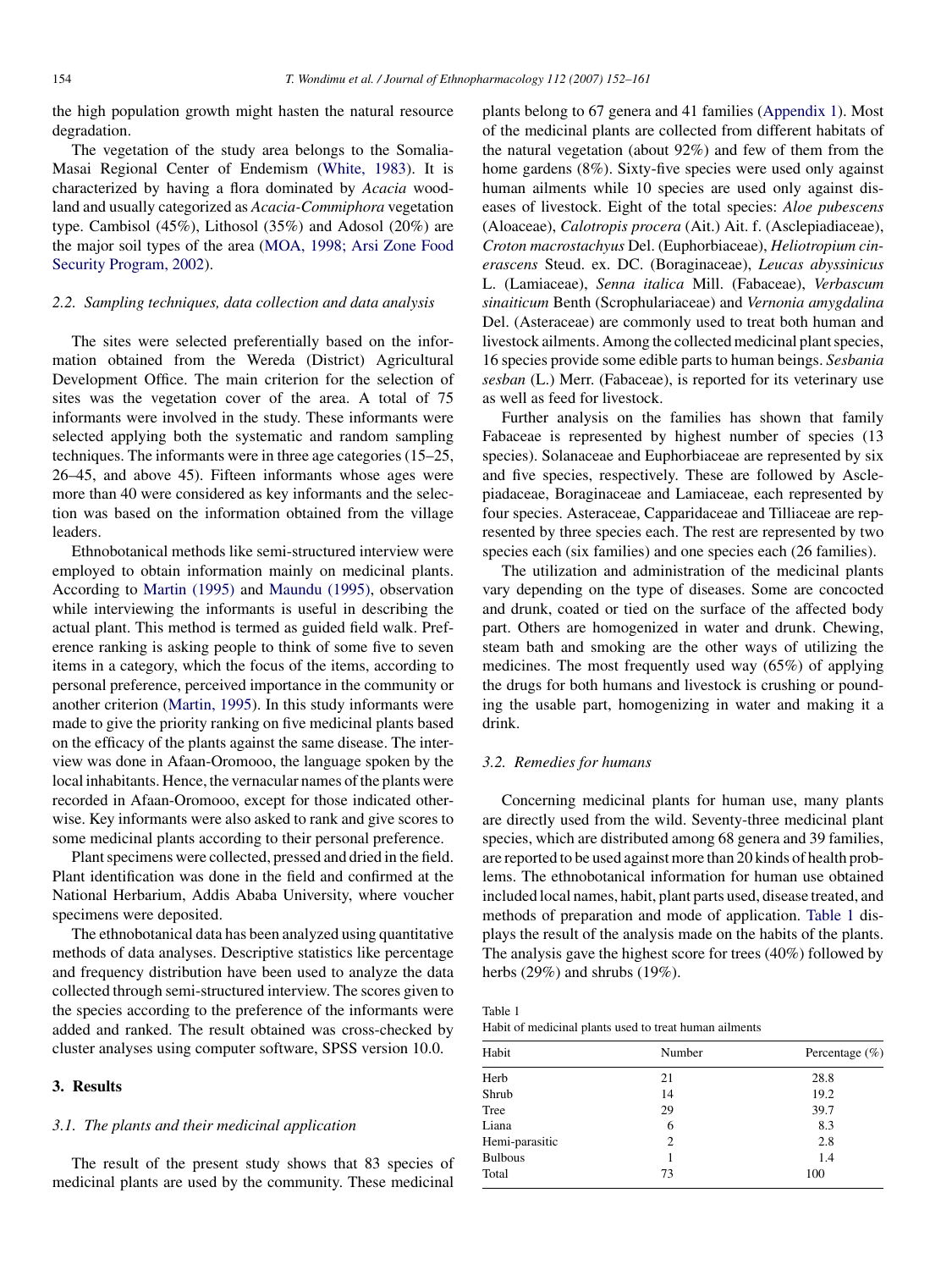the high population growth might hasten the natural resource degradation.

The vegetation of the study area belongs to the Somalia-Masai Regional Center of Endemism (White, 1983). It is characterized by having a flora dominated by *Acacia* woodland and usually categorized as *Acacia-Commiphora* vegetation type. Cambisol (45%), Lithosol (35%) and Adosol (20%) are the major soil types of the area (MOA, 1998; Arsi Zone Food Security Program, 2002).

### 2.2. Sampling techniques, data collection and data analysis

The sites were selected preferentially based on the information obtained from the Wereda (District) Agricultural Development Office. The main criterion for the selection of sites was the vegetation cover of the area. A total of 75 informants were involved in the study. These informants were selected applying both the systematic and random sampling techniques. The informants were in three age categories (15–25, 26–45, and above 45). Fifteen informants whose ages were more than 40 were considered as key informants and the selection was based on the information obtained from the village leaders.

Ethnobotanical methods like semi-structured interview were employed to obtain information mainly on medicinal plants. According to Martin (1995) and Maundu (1995), observation while interviewing the informants is useful in describing the actual plant. This method is termed as guided field walk. Preference ranking is asking people to think of some five to seven items in a category, which the focus of the items, according to personal preference, perceived importance in the community or another criterion (Martin, 1995). In this study informants were made to give the priority ranking on five medicinal plants based on the efficacy of the plants against the same disease. The interview was done in Afaan-Oromooo, the language spoken by the local inhabitants. Hence, the vernacular names of the plants were recorded in Afaan-Oromooo, except for those indicated otherwise. Key informants were also asked to rank and give scores to some medicinal plants according to their personal preference.

Plant specimens were collected, pressed and dried in the field. Plant identification was done in the field and confirmed at the National Herbarium, Addis Ababa University, where voucher specimens were deposited.

The ethnobotanical data has been analyzed using quantitative methods of data analyses. Descriptive statistics like percentage and frequency distribution have been used to analyze the data collected through semi-structured interview. The scores given to the species according to the preference of the informants were added and ranked. The result obtained was cross-checked by cluster analyses using computer software, SPSS version 10.0.

## 3. Results

### 3.1. The plants and their medicinal application

The result of the present study shows that 83 species of medicinal plants are used by the community. These medicinal plants belong to 67 genera and 41 families (Appendix 1). Most of the medicinal plants are collected from different habitats of the natural vegetation (about 92%) and few of them from the home gardens (8%). Sixty-five species were used only against human ailments while 10 species are used only against diseases of livestock. Eight of the total species: *Aloe pubescens* (Aloaceae), *Calotropis procera* (Ait.) Ait. f. (Asclepiadiaceae), *Croton macrostachyus* Del. (Euphorbiaceae), *Heliotropium cinerascens* Steud. ex. DC. (Boraginaceae), *Leucas abyssinicus* L. (Lamiaceae), *Senna italica* Mill. (Fabaceae), *Verbascum sinaiticum* Benth (Scrophulariaceae) and *Vernonia amygdalina* Del. (Asteraceae) are commonly used to treat both human and livestock ailments. Among the collected medicinal plant species, 16 species provide some edible parts to human beings. *Sesbania sesban* (L.) Merr. (Fabaceae), is reported for its veterinary use as well as feed for livestock.

Further analysis on the families has shown that family Fabaceae is represented by highest number of species (13 species). Solanaceae and Euphorbiaceae are represented by six and five species, respectively. These are followed by Asclepiadaceae, Boraginaceae and Lamiaceae, each represented by four species. Asteraceae, Capparidaceae and Tilliaceae are represented by three species each. The rest are represented by two species each (six families) and one species each (26 families).

The utilization and administration of the medicinal plants vary depending on the type of diseases. Some are concocted and drunk, coated or tied on the surface of the affected body part. Others are homogenized in water and drunk. Chewing, steam bath and smoking are the other ways of utilizing the medicines. The most frequently used way (65%) of applying the drugs for both humans and livestock is crushing or pounding the usable part, homogenizing in water and making it a drink.

### 3.2. Remedies for humans

Concerning medicinal plants for human use, many plants are directly used from the wild. Seventy-three medicinal plant species, which are distributed among 68 genera and 39 families, are reported to be used against more than 20 kinds of health problems. The ethnobotanical information for human use obtained included local names, habit, plant parts used, disease treated, and methods of preparation and mode of application. Table 1 displays the result of the analysis made on the habits of the plants. The analysis gave the highest score for trees (40%) followed by herbs (29%) and shrubs (19%).

Table 1
Habit of medicinal plants used to treat human ailments

| Habit | Number | Percentage (%) |
|---|---|---|
| Herb | 21 | 28.8 |
| Shrub | 14 | 19.2 |
| Tree | 29 | 39.7 |
| Liana | 6 | 8.3 |
| Hemi-parasitic | 2 | 2.8 |
| Bulbous | 1 | 1.4 |
| Total | 73 | 100 |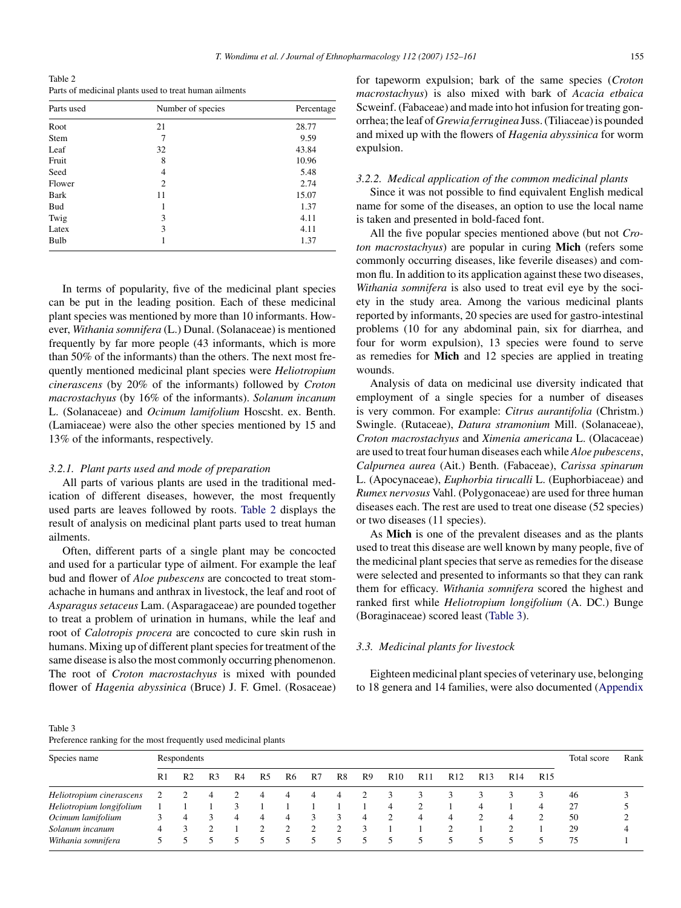Table 2
Parts of medicinal plants used to treat human ailments

| Parts used | Number of species | Percentage |
|---|---|---|
| Root | 21 | 28.77 |
| Stem | 7 | 9.59 |
| Leaf | 32 | 43.84 |
| Fruit | 8 | 10.96 |
| Seed | 4 | 5.48 |
| Flower | 2 | 2.74 |
| Bark | 11 | 15.07 |
| Bud | 1 | 1.37 |
| Twig | 3 | 4.11 |
| Latex | 3 | 4.11 |
| Bulb | 1 | 1.37 |

In terms of popularity, five of the medicinal plant species can be put in the leading position. Each of these medicinal plant species was mentioned by more than 10 informants. However, *Withania somnifera* (L.) Dunal. (Solanaceae) is mentioned frequently by far more people (43 informants, which is more than 50% of the informants) than the others. The next most frequently mentioned medicinal plant species were *Heliotropium cinerascens* (by 20% of the informants) followed by *Croton macrostachyus* (by 16% of the informants). *Solanum incanum* L. (Solanaceae) and *Ocimum lamifolium* Hoscsht. ex. Benth. (Lamiaceae) were also the other species mentioned by 15 and 13% of the informants, respectively.

### 3.2.1. Plant parts used and mode of preparation

All parts of various plants are used in the traditional medication of different diseases, however, the most frequently used parts are leaves followed by roots. Table 2 displays the result of analysis on medicinal plant parts used to treat human ailments.

Often, different parts of a single plant may be concocted and used for a particular type of ailment. For example the leaf bud and flower of *Aloe pubescens* are concocted to treat stomachache in humans and anthrax in livestock, the leaf and root of *Asparagus setaceus* Lam. (Asparagaceae) are pounded together to treat a problem of urination in humans, while the leaf and root of *Calotropis procera* are concocted to cure skin rush in humans. Mixing up of different plant species for treatment of the same disease is also the most commonly occurring phenomenon. The root of *Croton macrostachyus* is mixed with pounded flower of *Hagenia abyssinica* (Bruce) J. F. Gmel. (Rosaceae) for tapeworm expulsion; bark of the same species (*Croton macrostachyus*) is also mixed with bark of *Acacia etbaica* Scweinf. (Fabaceae) and made into hot infusion for treating gonorrhea; the leaf of *Grewia ferruginea* Juss. (Tiliaceae) is pounded and mixed up with the flowers of *Hagenia abyssinica* for worm expulsion.

### 3.2.2. Medical application of the common medicinal plants

Since it was not possible to find equivalent English medical name for some of the diseases, an option to use the local name is taken and presented in bold-faced font.

All the five popular species mentioned above (but not *Croton macrostachyus*) are popular in curing **Mich** (refers some commonly occurring diseases, like feverile diseases) and common flu. In addition to its application against these two diseases, *Withania somnifera* is also used to treat evil eye by the society in the study area. Among the various medicinal plants reported by informants, 20 species are used for gastro-intestinal problems (10 for any abdominal pain, six for diarrhea, and four for worm expulsion), 13 species were found to serve as remedies for **Mich** and 12 species are applied in treating wounds.

Analysis of data on medicinal use diversity indicated that employment of a single species for a number of diseases is very common. For example: *Citrus aurantifolia* (Christm.) Swingle. (Rutaceae), *Datura stramonium* Mill. (Solanaceae), *Croton macrostachyus* and *Ximenia americana* L. (Olacaceae) are used to treat four human diseases each while *Aloe pubescens*, *Calpurnea aurea* (Ait.) Benth. (Fabaceae), *Carissa spinarum* L. (Apocynaceae), *Euphorbia tirucalli* L. (Euphorbiaceae) and *Rumex nervosus* Vahl. (Polygonaceae) are used for three human diseases each. The rest are used to treat one disease (52 species) or two diseases (11 species).

As **Mich** is one of the prevalent diseases and as the plants used to treat this disease are well known by many people, five of the medicinal plant species that serve as remedies for the disease were selected and presented to informants so that they can rank them for efficacy. *Withania somnifera* scored the highest and ranked first while *Heliotropium longifolium* (A. DC.) Bunge (Boraginaceae) scored least (Table 3).

## 3.3. Medicinal plants for livestock

Eighteen medicinal plant species of veterinary use, belonging to 18 genera and 14 families, were also documented (Appendix

Table 3
Preference ranking for the most frequently used medicinal plants

| Species name | Respondents | | | | | | | | | | | | | | | Total score | Rank |
|---|---|---|---|---|---|---|---|---|---|---|---|---|---|---|---|---|---|
| | R1 | R2 | R3 | R4 | R5 | R6 | R7 | R8 | R9 | R10 | R11 | R12 | R13 | R14 | R15 | | |
| *Heliotropium cinerascens* | 2 | 2 | 4 | 2 | 4 | 4 | 4 | 4 | 2 | 3 | 3 | 3 | 3 | 3 | 3 | 46 | 3 |
| *Heliotropium longifolium* | 1 | 1 | 1 | 3 | 1 | 1 | 1 | 1 | 1 | 4 | 2 | 1 | 4 | 1 | 4 | 27 | 5 |
| *Ocimum lamifolium* | 3 | 4 | 3 | 4 | 4 | 4 | 3 | 3 | 4 | 2 | 4 | 4 | 2 | 4 | 2 | 50 | 2 |
| *Solanum incanum* | 4 | 3 | 2 | 1 | 2 | 2 | 2 | 2 | 3 | 1 | 1 | 2 | 1 | 2 | 1 | 29 | 4 |
| *Withania somnifera* | 5 | 5 | 5 | 5 | 5 | 5 | 5 | 5 | 5 | 5 | 5 | 5 | 5 | 5 | 5 | 75 | 1 |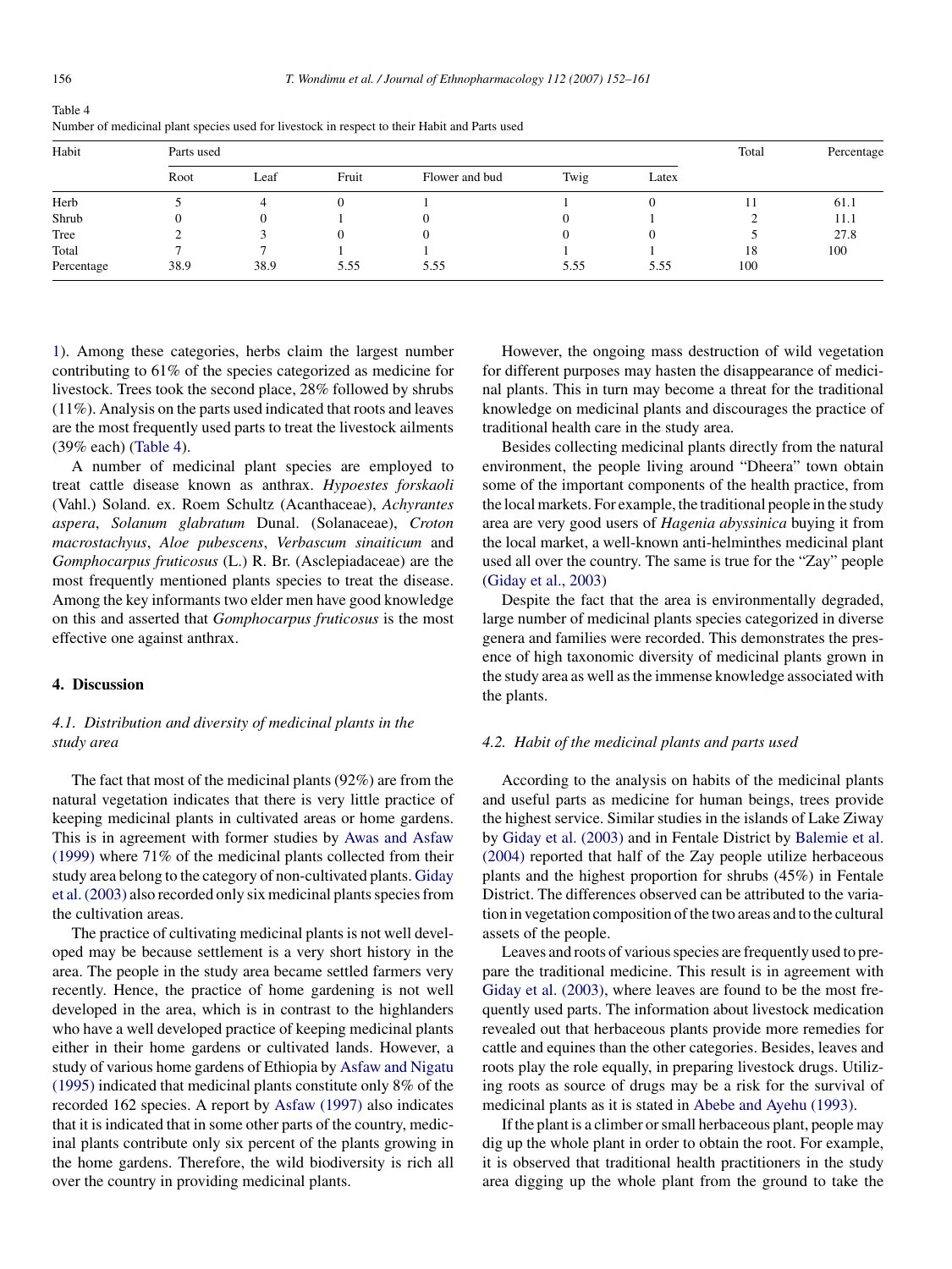Table 4
Number of medicinal plant species used for livestock in respect to their Habit and Parts used

| Habit | Parts used | | | | | | Total | Percentage |
|---|---|---|---|---|---|---|---|---|
| | Root | Leaf | Fruit | Flower and bud | Twig | Latex | | |
| Herb | 5 | 4 | 0 | 1 | 1 | 0 | 11 | 61.1 |
| Shrub | 0 | 0 | 1 | 0 | 0 | 1 | 2 | 11.1 |
| Tree | 2 | 3 | 0 | 0 | 0 | 0 | 5 | 27.8 |
| Total | 7 | 7 | 1 | 1 | 1 | 1 | 18 | 100 |
| Percentage | 38.9 | 38.9 | 5.55 | 5.55 | 5.55 | 5.55 | 100 | |

1). Among these categories, herbs claim the largest number contributing to 61% of the species categorized as medicine for livestock. Trees took the second place, 28% followed by shrubs (11%). Analysis on the parts used indicated that roots and leaves are the most frequently used parts to treat the livestock ailments (39% each) (Table 4).

A number of medicinal plant species are employed to treat cattle disease known as anthrax. *Hypoestes forskaoli* (Vahl.) Soland. ex. Roem Schultz (Acanthaceae), *Achyrantes aspera*, *Solanum glabratum* Dunal. (Solanaceae), *Croton macrostachyus*, *Aloe pubescens*, *Verbascum sinaiticum* and *Gomphocarpus fruticosus* (L.) R. Br. (Asclepiadaceae) are the most frequently mentioned plants species to treat the disease. Among the key informants two elder men have good knowledge on this and asserted that *Gomphocarpus fruticosus* is the most effective one against anthrax.

## 4. Discussion

### *4.1. Distribution and diversity of medicinal plants in the study area*

The fact that most of the medicinal plants (92%) are from the natural vegetation indicates that there is very little practice of keeping medicinal plants in cultivated areas or home gardens. This is in agreement with former studies by Awas and Asfaw (1999) where 71% of the medicinal plants collected from their study area belong to the category of non-cultivated plants. Giday et al. (2003) also recorded only six medicinal plants species from the cultivation areas.

The practice of cultivating medicinal plants is not well developed may be because settlement is a very short history in the area. The people in the study area became settled farmers very recently. Hence, the practice of home gardening is not well developed in the area, which is in contrast to the highlanders who have a well developed practice of keeping medicinal plants either in their home gardens or cultivated lands. However, a study of various home gardens of Ethiopia by Asfaw and Nigatu (1995) indicated that medicinal plants constitute only 8% of the recorded 162 species. A report by Asfaw (1997) also indicates that it is indicated that in some other parts of the country, medicinal plants contribute only six percent of the plants growing in the home gardens. Therefore, the wild biodiversity is rich all over the country in providing medicinal plants.

However, the ongoing mass destruction of wild vegetation for different purposes may hasten the disappearance of medicinal plants. This in turn may become a threat for the traditional knowledge on medicinal plants and discourages the practice of traditional health care in the study area.

Besides collecting medicinal plants directly from the natural environment, the people living around "Dheera" town obtain some of the important components of the health practice, from the local markets. For example, the traditional people in the study area are very good users of *Hagenia abyssinica* buying it from the local market, a well-known anti-helminthes medicinal plant used all over the country. The same is true for the "Zay" people (Giday et al., 2003)

Despite the fact that the area is environmentally degraded, large number of medicinal plants species categorized in diverse genera and families were recorded. This demonstrates the presence of high taxonomic diversity of medicinal plants grown in the study area as well as the immense knowledge associated with the plants.

### *4.2. Habit of the medicinal plants and parts used*

According to the analysis on habits of the medicinal plants and useful parts as medicine for human beings, trees provide the highest service. Similar studies in the islands of Lake Ziway by Giday et al. (2003) and in Fentale District by Balemie et al. (2004) reported that half of the Zay people utilize herbaceous plants and the highest proportion for shrubs (45%) in Fentale District. The differences observed can be attributed to the variation in vegetation composition of the two areas and to the cultural assets of the people.

Leaves and roots of various species are frequently used to prepare the traditional medicine. This result is in agreement with Giday et al. (2003), where leaves are found to be the most frequently used parts. The information about livestock medication revealed out that herbaceous plants provide more remedies for cattle and equines than the other categories. Besides, leaves and roots play the role equally, in preparing livestock drugs. Utilizing roots as source of drugs may be a risk for the survival of medicinal plants as it is stated in Abebe and Ayehu (1993).

If the plant is a climber or small herbaceous plant, people may dig up the whole plant in order to obtain the root. For example, it is observed that traditional health practitioners in the study area digging up the whole plant from the ground to take the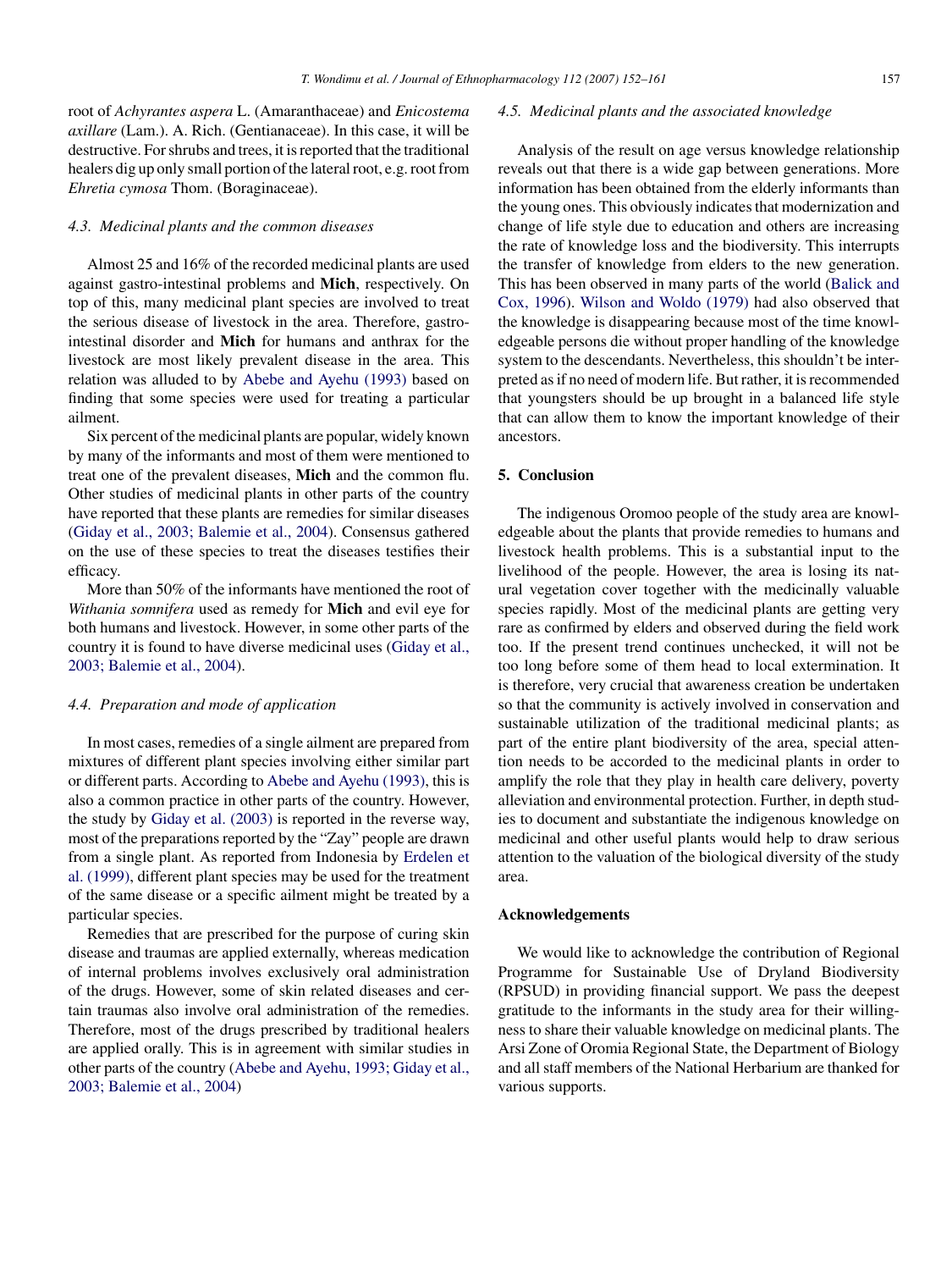root of *Achyrantes aspera* L. (Amaranthaceae) and *Enicostema axillare* (Lam.). A. Rich. (Gentianaceae). In this case, it will be destructive. For shrubs and trees, it is reported that the traditional healers dig up only small portion of the lateral root, e.g. root from *Ehretia cymosa* Thom. (Boraginaceae).

### 4.3. Medicinal plants and the common diseases

Almost 25 and 16% of the recorded medicinal plants are used against gastro-intestinal problems and **Mich**, respectively. On top of this, many medicinal plant species are involved to treat the serious disease of livestock in the area. Therefore, gastro-intestinal disorder and **Mich** for humans and anthrax for the livestock are most likely prevalent disease in the area. This relation was alluded to by Abebe and Ayehu (1993) based on finding that some species were used for treating a particular ailment.

Six percent of the medicinal plants are popular, widely known by many of the informants and most of them were mentioned to treat one of the prevalent diseases, **Mich** and the common flu. Other studies of medicinal plants in other parts of the country have reported that these plants are remedies for similar diseases (Giday et al., 2003; Balemie et al., 2004). Consensus gathered on the use of these species to treat the diseases testifies their efficacy.

More than 50% of the informants have mentioned the root of *Withania somnifera* used as remedy for **Mich** and evil eye for both humans and livestock. However, in some other parts of the country it is found to have diverse medicinal uses (Giday et al., 2003; Balemie et al., 2004).

### 4.4. Preparation and mode of application

In most cases, remedies of a single ailment are prepared from mixtures of different plant species involving either similar part or different parts. According to Abebe and Ayehu (1993), this is also a common practice in other parts of the country. However, the study by Giday et al. (2003) is reported in the reverse way, most of the preparations reported by the "Zay" people are drawn from a single plant. As reported from Indonesia by Erdelen et al. (1999), different plant species may be used for the treatment of the same disease or a specific ailment might be treated by a particular species.

Remedies that are prescribed for the purpose of curing skin disease and traumas are applied externally, whereas medication of internal problems involves exclusively oral administration of the drugs. However, some of skin related diseases and certain traumas also involve oral administration of the remedies. Therefore, most of the drugs prescribed by traditional healers are applied orally. This is in agreement with similar studies in other parts of the country (Abebe and Ayehu, 1993; Giday et al., 2003; Balemie et al., 2004)

### 4.5. Medicinal plants and the associated knowledge

Analysis of the result on age versus knowledge relationship reveals out that there is a wide gap between generations. More information has been obtained from the elderly informants than the young ones. This obviously indicates that modernization and change of life style due to education and others are increasing the rate of knowledge loss and the biodiversity. This interrupts the transfer of knowledge from elders to the new generation. This has been observed in many parts of the world (Balick and Cox, 1996). Wilson and Woldo (1979) had also observed that the knowledge is disappearing because most of the time knowledgeable persons die without proper handling of the knowledge system to the descendants. Nevertheless, this shouldn't be interpreted as if no need of modern life. But rather, it is recommended that youngsters should be up brought in a balanced life style that can allow them to know the important knowledge of their ancestors.

## 5. Conclusion

The indigenous Oromoo people of the study area are knowledgeable about the plants that provide remedies to humans and livestock health problems. This is a substantial input to the livelihood of the people. However, the area is losing its natural vegetation cover together with the medicinally valuable species rapidly. Most of the medicinal plants are getting very rare as confirmed by elders and observed during the field work too. If the present trend continues unchecked, it will not be too long before some of them head to local extermination. It is therefore, very crucial that awareness creation be undertaken so that the community is actively involved in conservation and sustainable utilization of the traditional medicinal plants; as part of the entire plant biodiversity of the area, special attention needs to be accorded to the medicinal plants in order to amplify the role that they play in health care delivery, poverty alleviation and environmental protection. Further, in depth studies to document and substantiate the indigenous knowledge on medicinal and other useful plants would help to draw serious attention to the valuation of the biological diversity of the study area.

## Acknowledgements

We would like to acknowledge the contribution of Regional Programme for Sustainable Use of Dryland Biodiversity (RPSUD) in providing financial support. We pass the deepest gratitude to the informants in the study area for their willingness to share their valuable knowledge on medicinal plants. The Arsi Zone of Oromia Regional State, the Department of Biology and all staff members of the National Herbarium are thanked for various supports.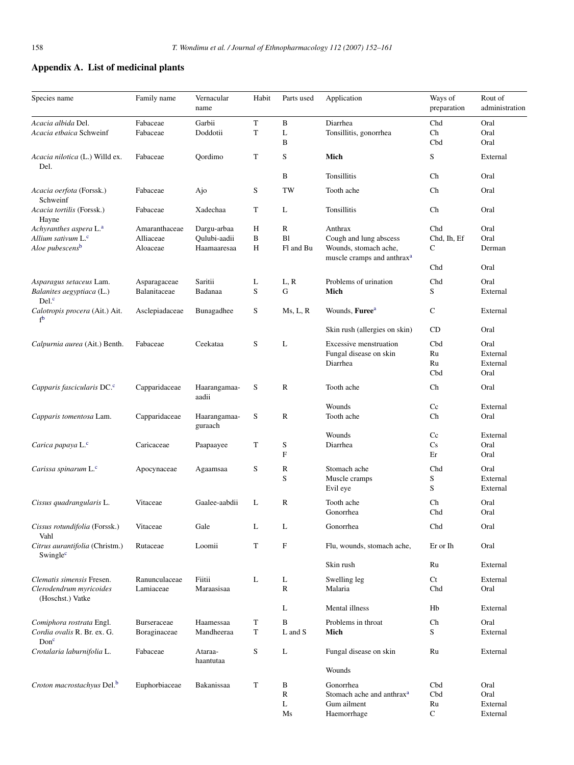## Appendix A. List of medicinal plants

| Species name | Family name | Vernacular name | Habit | Parts used | Application | Ways of preparation | Rout of administration |
|---|---|---|---|---|---|---|---|
| *Acacia albida* Del. | Fabaceae | Garbii | T | B | Diarrhea | Chd | Oral |
| *Acacia etbaica* Schweinf | Fabaceae | Doddotii | T | L | Tonsillitis, gonorrhea | Ch | Oral |
| | | | | B | | Cbd | Oral |
| *Acacia nilotica* (L.) Willd ex. Del. | Fabaceae | Qordimo | T | S | **Mich** | S | External |
| | | | | B | Tonsillitis | Ch | Oral |
| *Acacia oerfota* (Forssk.) Schweinf | Fabaceae | Ajo | S | TW | Tooth ache | Ch | Oral |
| *Acacia tortilis* (Forssk.) Hayne | Fabaceae | Xadechaa | T | L | Tonsillitis | Ch | Oral |
| *Achyranthes aspera* L.[a] | Amaranthaceae | Dargu-arbaa | H | R | Anthrax | Chd | Oral |
| *Allium sativum* L.[c] | Alliaceae | Qulubi-aadii | B | Bl | Cough and lung abscess | Chd, Ih, Ef | Oral |
| *Aloe pubescens*[b] | Aloeceae | Haamaaresaa | H | Fl and Bu | Wounds, stomach ache, muscle cramps and anthrax[a] | C | Derman |
| | | | | | | Chd | Oral |
| *Asparagus setaceus* Lam. | Asparagaceae | Saritii | L | L, R | Problems of urination | Chd | Oral |
| *Balanites aegyptiaca* (L.) Del.[c] | Balanitaceae | Badanaa | S | G | **Mich** | S | External |
| *Calotropis procera* (Ait.) Ait. f[b] | Asclepiadaceae | Bunagadhee | S | Ms, L, R | Wounds, **Furee**[a] | C | External |
| | | | | | Skin rush (allergies on skin) | CD | Oral |
| *Calpurnia aurea* (Ait.) Benth. | Fabaceae | Ceekataa | S | L | Excessive menstruation | Cbd | Oral |
| | | | | | Fungal disease on skin | Ru | External |
| | | | | | Diarrhea | Ru | External |
| | | | | | | Cbd | Oral |
| *Capparis fascicularis* DC.[c] | Capparidaceae | Haarangamaa-aadii | S | R | Tooth ache | Ch | Oral |
| | | | | | Wounds | Cc | External |
| *Capparis tomentosa* Lam. | Capparidaceae | Haarangamaa-guraach | S | R | Tooth ache | Ch | Oral |
| | | | | | Wounds | Cc | External |
| *Carica papaya* L.[c] | Caricaceae | Paapaayee | T | S | Diarrhea | Cs | Oral |
| | | | | F | | Er | Oral |
| *Carissa spinarum* L.[c] | Apocynaceae | Agaamsaa | S | R | Stomach ache | Chd | Oral |
| | | | | S | Muscle cramps | S | External |
| | | | | S | Evil eye | S | External |
| *Cissus quadrangularis* L. | Vitaceae | Gaalee-aabdii | L | R | Tooth ache | Ch | Oral |
| | | | | | Gonorrhea | Chd | Oral |
| *Cissus rotundifolia* (Forssk.) Vahl | Vitaceae | Gale | L | L | Gonorrhea | Chd | Oral |
| *Citrus aurantifolia* (Christm.) Swingle[c] | Rutaceae | Loomii | T | F | Flu, wounds, stomach ache, | Er or Ih | Oral |
| | | | | | Skin rush | Ru | External |
| *Clematis simensis* Fresen. | Ranunculaceae | Fiitii | L | L | Swelling leg | Ct | External |
| *Clerodendrum myricoides* (Hoschst.) Vatke | Lamiaceae | Maraasisaa | | R | Malaria | Chd | Oral |
| | | | | L | Mental illness | Hb | External |
| *Comiphora rostrata* Engl. | Burseraceae | Haamessaa | T | B | Problems in throat | Ch | Oral |
| *Cordia ovalis* R. Br. ex. G. Don[c] | Boraginaceae | Mandheeraa | T | L and S | **Mich** | S | External |
| *Crotalaria laburnifolia* L. | Fabaceae | Ataraa-haantutaa | S | L | Fungal disease on skin | Ru | External |
| | | | | | Wounds | | |
| *Croton macrostachyus* Del.[b] | Euphorbiaceae | Bakanissaa | T | B | Gonorrhea | Cbd | Oral |
| | | | | R | Stomach ache and anthrax[a] | Cbd | Oral |
| | | | | L | Gum ailment | Ru | External |
| | | | | Ms | Haemorrhage | C | External |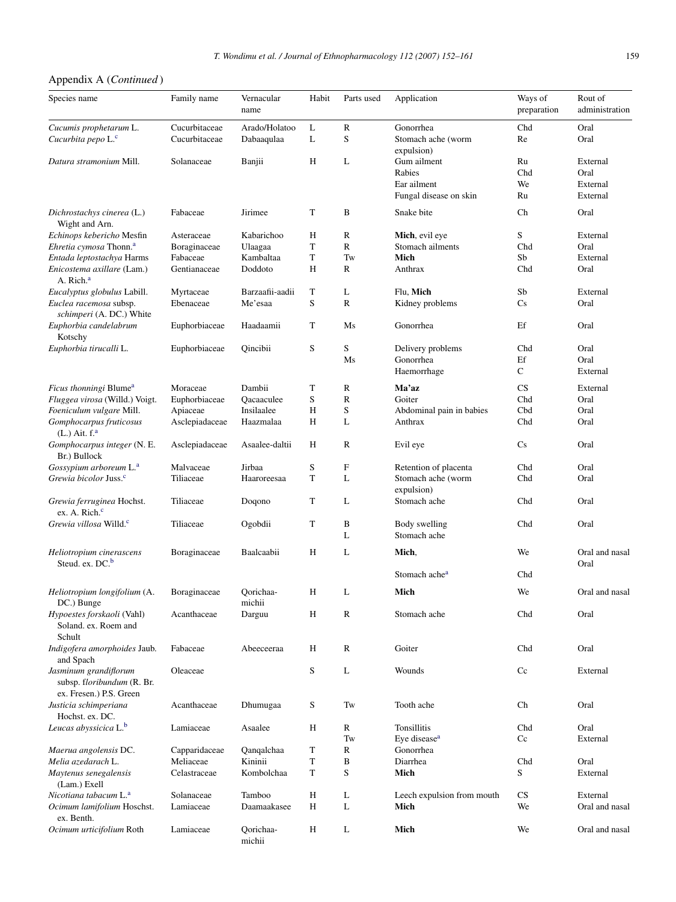Appendix A (*Continued*)

| Species name | Family name | Vernacular name | Habit | Parts used | Application | Ways of preparation | Rout of administration |
|---|---|---|---|---|---|---|---|
| *Cucumis prophetarum* L. | Cucurbitaceae | Arado/Holatoo | L | R | Gonorrhea | Chd | Oral |
| *Cucurbita pepo* L.[c] | Cucurbitaceae | Dabaaqulaa | L | S | Stomach ache (worm expulsion) | Re | Oral |
| *Datura stramonium* Mill. | Solanaceae | Banjii | H | L | Gum ailment | Ru | External |
| | | | | | Rabies | Chd | Oral |
| | | | | | Ear ailment | We | External |
| | | | | | Fungal disease on skin | Ru | External |
| *Dichrostachys cinerea* (L.) Wight and Arn. | Fabaceae | Jirimee | T | B | Snake bite | Ch | Oral |
| *Echinops kebericho* Mesfin | Asteraceae | Kabarichoo | H | R | **Mich**, evil eye | S | External |
| *Ehretia cymosa* Thonn.[a] | Boraginaceae | Ulaagaa | T | R | Stomach ailments | Chd | Oral |
| *Entada leptostachya* Harms | Fabaceae | Kambaltaa | T | Tw | **Mich** | Sb | External |
| *Enicostema axillare* (Lam.) A. Rich.[a] | Gentianaceae | Doddoto | H | R | Anthrax | Chd | Oral |
| *Eucalyptus globulus* Labill. | Myrtaceae | Barzaafii-aadii | T | L | Flu, **Mich** | Sb | External |
| *Euclea racemosa* subsp. *schimperi* (A. DC.) White | Ebenaceae | Me'esaa | S | R | Kidney problems | Cs | Oral |
| *Euphorbia candelabrum* Kotschy | Euphorbiaceae | Haadaamii | T | Ms | Gonorrhea | Ef | Oral |
| *Euphorbia tirucalli* L. | Euphorbiaceae | Qincibii | S | S | Delivery problems | Chd | Oral |
| | | | | Ms | Gonorrhea | Ef | Oral |
| | | | | | Haemorrhage | C | External |
| *Ficus thonningi* Blume[a] | Moraceae | Dambii | T | R | **Ma'az** | CS | External |
| *Fluggea virosa* (Willd.) Voigt. | Euphorbiaceae | Qacaaculee | S | R | Goiter | Chd | Oral |
| *Foeniculum vulgare* Mill. | Apiaceae | Insilaalee | H | S | Abdominal pain in babies | Cbd | Oral |
| *Gomphocarpus fruticosus* (L.) Ait. f.[a] | Asclepiadaceae | Haazmalaa | H | L | Anthrax | Chd | Oral |
| *Gomphocarpus integer* (N. E. Br.) Bullock | Asclepiadaceae | Asaalee-daltii | H | R | Evil eye | Cs | Oral |
| *Gossypium arboreum* L.[a] | Malvaceae | Jirbaa | S | F | Retention of placenta | Chd | Oral |
| *Grewia bicolor* Juss.[c] | Tiliaceae | Haaroreesaa | T | L | Stomach ache (worm expulsion) | Chd | Oral |
| *Grewia ferruginea* Hochst. ex. A. Rich.[c] | Tiliaceae | Doqono | T | L | Stomach ache | Chd | Oral |
| *Grewia villosa* Willd.[c] | Tiliaceae | Ogobdii | T | B | Body swelling | Chd | Oral |
| | | | | L | Stomach ache | | |
| *Heliotropium cinerascens* Steud. ex. DC.[b] | Boraginaceae | Baalcaabii | H | L | **Mich**, | We | Oral and nasal |
| | | | | | Stomach ache[a] | Chd | Oral |
| *Heliotropium longifolium* (A. DC.) Bunge | Boraginaceae | Qorichaa-michii | H | L | **Mich** | We | Oral and nasal |
| *Hypoestes forskaoli* (Vahl) Soland. ex. Roem and Schult | Acanthaceae | Darguu | H | R | Stomach ache | Chd | Oral |
| *Indigofera amorphoides* Jaub. and Spach | Fabaceae | Abeeceeraa | H | R | Goiter | Chd | Oral |
| *Jasminum grandiflorum* subsp. *floribundum* (R. Br. ex. Fresen.) P.S. Green | Oleaceae | | S | L | Wounds | Cc | External |
| *Justicia schimperiana* Hochst. ex. DC. | Acanthaceae | Dhumugaa | S | Tw | Tooth ache | Ch | Oral |
| *Leucas abyssicica* L.[b] | Lamiaceae | Asaalee | H | R | Tonsillitis | Chd | Oral |
| | | | | Tw | Eye disease[a] | Cc | External |
| *Maerua angolensis* DC. | Capparidaceae | Qanqalchaa | T | R | Gonorrhea | | |
| *Melia azedarach* L. | Meliaceae | Kininii | T | B | Diarrhea | Chd | Oral |
| *Maytenus senegalensis* (Lam.) Exell | Celastraceae | Kombolchaa | T | S | **Mich** | S | External |
| *Nicotiana tabacum* L.[a] | Solanaceae | Tamboo | H | L | Leech expulsion from mouth | CS | External |
| *Ocimum lamifolium* Hoschst. ex. Benth. | Lamiaceae | Daamaakasee | H | L | **Mich** | We | Oral and nasal |
| *Ocimum urticifolium* Roth | Lamiaceae | Qorichaa-michii | H | L | **Mich** | We | Oral and nasal |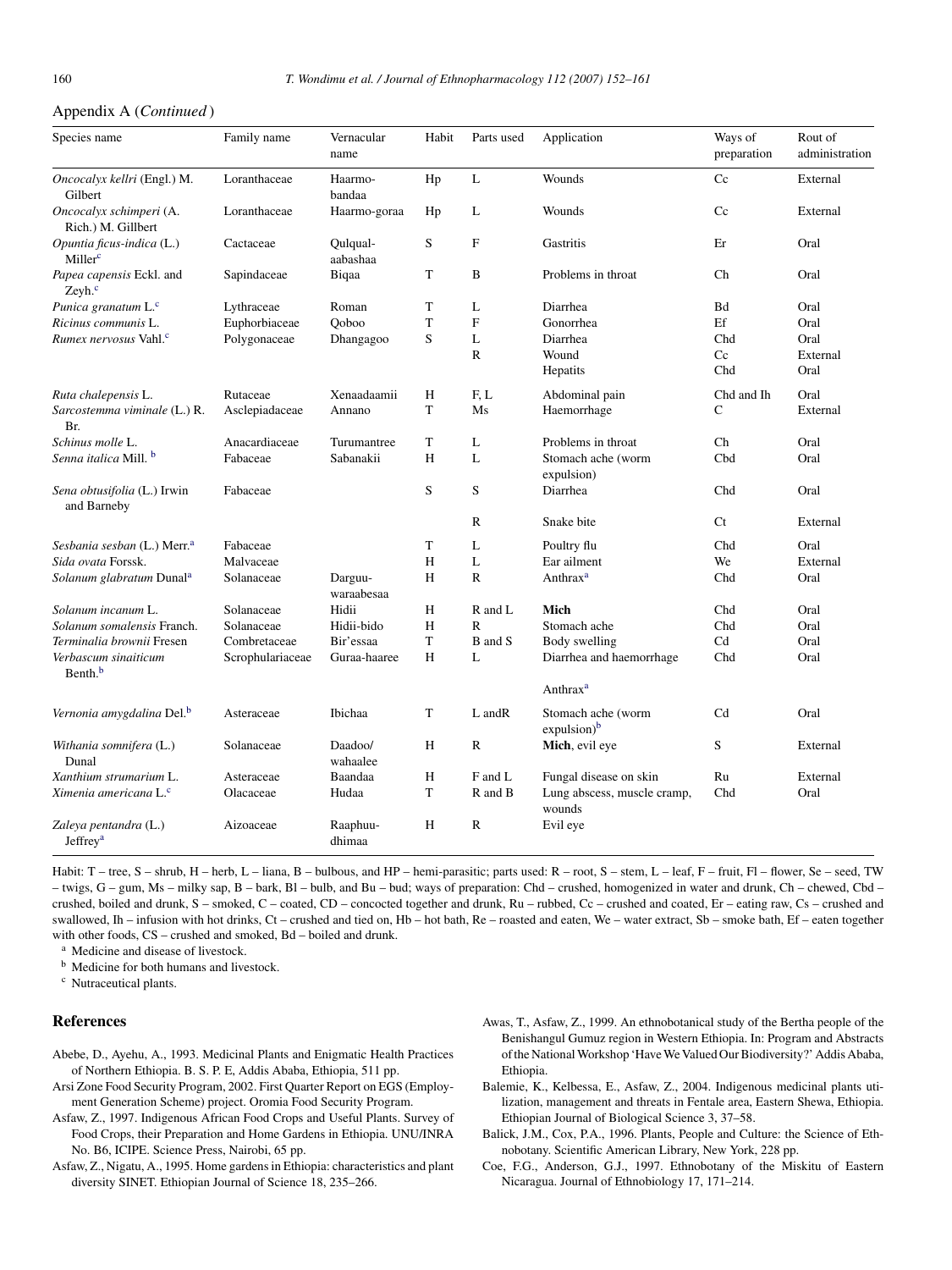Appendix A (*Continued*)

| Species name | Family name | Vernacular name | Habit | Parts used | Application | Ways of preparation | Rout of administration |
|---|---|---|---|---|---|---|---|
| *Oncocalyx kellri* (Engl.) M. Gilbert | Loranthaceae | Haarmo-bandaa | Hp | L | Wounds | Cc | External |
| *Oncocalyx schimperi* (A. Rich.) M. Gillbert | Loranthaceae | Haarmo-goraa | Hp | L | Wounds | Cc | External |
| *Opuntia ficus-indica* (L.) Miller[c] | Cactaceae | Qulqual-aabashaa | S | F | Gastritis | Er | Oral |
| *Papea capensis* Eckl. and Zeyh.[c] | Sapindaceae | Biqaa | T | B | Problems in throat | Ch | Oral |
| *Punica granatum* L.[c] | Lythraceae | Roman | T | L | Diarrhea | Bd | Oral |
| *Ricinus communis* L. | Euphorbiaceae | Qoboo | T | F | Gonorrhea | Ef | Oral |
| *Rumex nervosus* Vahl.[c] | Polygonaceae | Dhangagoo | S | L | Diarrhea | Chd | Oral |
| | | | | R | Wound | Cc | External |
| | | | | | Hepatits | Chd | Oral |
| *Ruta chalepensis* L. | Rutaceae | Xenaadaamii | H | F, L | Abdominal pain | Chd and Ih | Oral |
| *Sarcostemma viminale* (L.) R. Br. | Asclepiadaceae | Annano | T | Ms | Haemorrhage | C | External |
| *Schinus molle* L. | Anacardiaceae | Turumantree | T | L | Problems in throat | Ch | Oral |
| *Senna italica* Mill. [b] | Fabaceae | Sabanakii | H | L | Stomach ache (worm expulsion) | Cbd | Oral |
| *Sena obtusifolia* (L.) Irwin and Barneby | Fabaceae | | S | S | Diarrhea | Chd | Oral |
| | | | | R | Snake bite | Ct | External |
| *Sesbania sesban* (L.) Merr.[a] | Fabaceae | | T | L | Poultry flu | Chd | Oral |
| *Sida ovata* Forssk. | Malvaceae | | H | L | Ear ailment | We | External |
| *Solanum glabratum* Dunal[a] | Solanaceae | Darguu-waraabesaa | H | R | Anthrax[a] | Chd | Oral |
| *Solanum incanum* L. | Solanaceae | Hidii | H | R and L | **Mich** | Chd | Oral |
| *Solanum somalensis* Franch. | Solanaceae | Hidii-bido | H | R | Stomach ache | Chd | Oral |
| *Terminalia brownii* Fresen | Combretaceae | Bir'essaa | T | B and S | Body swelling | Cd | Oral |
| *Verbascum sinaiticum* Benth.[b] | Scrophulariaceae | Guraa-haaree | H | L | Diarrhea and haemorrhage | Chd | Oral |
| | | | | | Anthrax[a] | | |
| *Vernonia amygdalina* Del.[b] | Asteraceae | Ibichaa | T | L andR | Stomach ache (worm expulsion)[b] | Cd | Oral |
| *Withania somnifera* (L.) Dunal | Solanaceae | Daadoo/ wahaalee | H | R | **Mich**, evil eye | S | External |
| *Xanthium strumarium* L. | Asteraceae | Baandaa | H | F and L | Fungal disease on skin | Ru | External |
| *Ximenia americana* L.[c] | Olacaceae | Hudaa | T | R and B | Lung abscess, muscle cramp, wounds | Chd | Oral |
| *Zaleya pentandra* (L.) Jeffrey[a] | Aizoaceae | Raaphuu-dhimaa | H | R | Evil eye | | |

Habit: T – tree, S – shrub, H – herb, L – liana, B – bulbous, and HP – hemi-parasitic; parts used: R – root, S – stem, L – leaf, F – fruit, Fl – flower, Se – seed, TW – twigs, G – gum, Ms – milky sap, B – bark, Bl – bulb, and Bu – bud; ways of preparation: Chd – crushed, homogenized in water and drunk, Ch – chewed, Cbd – crushed, boiled and drunk, S – smoked, C – coated, CD – concocted together and drunk, Ru – rubbed, Cc – crushed and coated, Er – eating raw, Cs – crushed and swallowed, Ih – infusion with hot drinks, Ct – crushed and tied on, Hb – hot bath, Re – roasted and eaten, We – water extract, Sb – smoke bath, Ef – eaten together with other foods, CS – crushed and smoked, Bd – boiled and drunk.

[a] Medicine and disease of livestock.

[b] Medicine for both humans and livestock.

[c] Nutraceutical plants.

## References

Abebe, D., Ayehu, A., 1993. Medicinal Plants and Enigmatic Health Practices of Northern Ethiopia. B. S. P. E, Addis Ababa, Ethiopia, 511 pp.

Arsi Zone Food Security Program, 2002. First Quarter Report on EGS (Employment Generation Scheme) project. Oromia Food Security Program.

Asfaw, Z., 1997. Indigenous African Food Crops and Useful Plants. Survey of Food Crops, their Preparation and Home Gardens in Ethiopia. UNU/INRA No. B6, ICIPE. Science Press, Nairobi, 65 pp.

Asfaw, Z., Nigatu, A., 1995. Home gardens in Ethiopia: characteristics and plant diversity SINET. Ethiopian Journal of Science 18, 235–266.

Awas, T., Asfaw, Z., 1999. An ethnobotanical study of the Bertha people of the Benishangul Gumuz region in Western Ethiopia. In: Program and Abstracts of the National Workshop 'Have We Valued Our Biodiversity?' Addis Ababa, Ethiopia.

Balemie, K., Kelbessa, E., Asfaw, Z., 2004. Indigenous medicinal plants utilization, management and threats in Fentale area, Eastern Shewa, Ethiopia. Ethiopian Journal of Biological Science 3, 37–58.

Balick, J.M., Cox, P.A., 1996. Plants, People and Culture: the Science of Ethnobotany. Scientific American Library, New York, 228 pp.

Coe, F.G., Anderson, G.J., 1997. Ethnobotany of the Miskitu of Eastern Nicaragua. Journal of Ethnobiology 17, 171–214.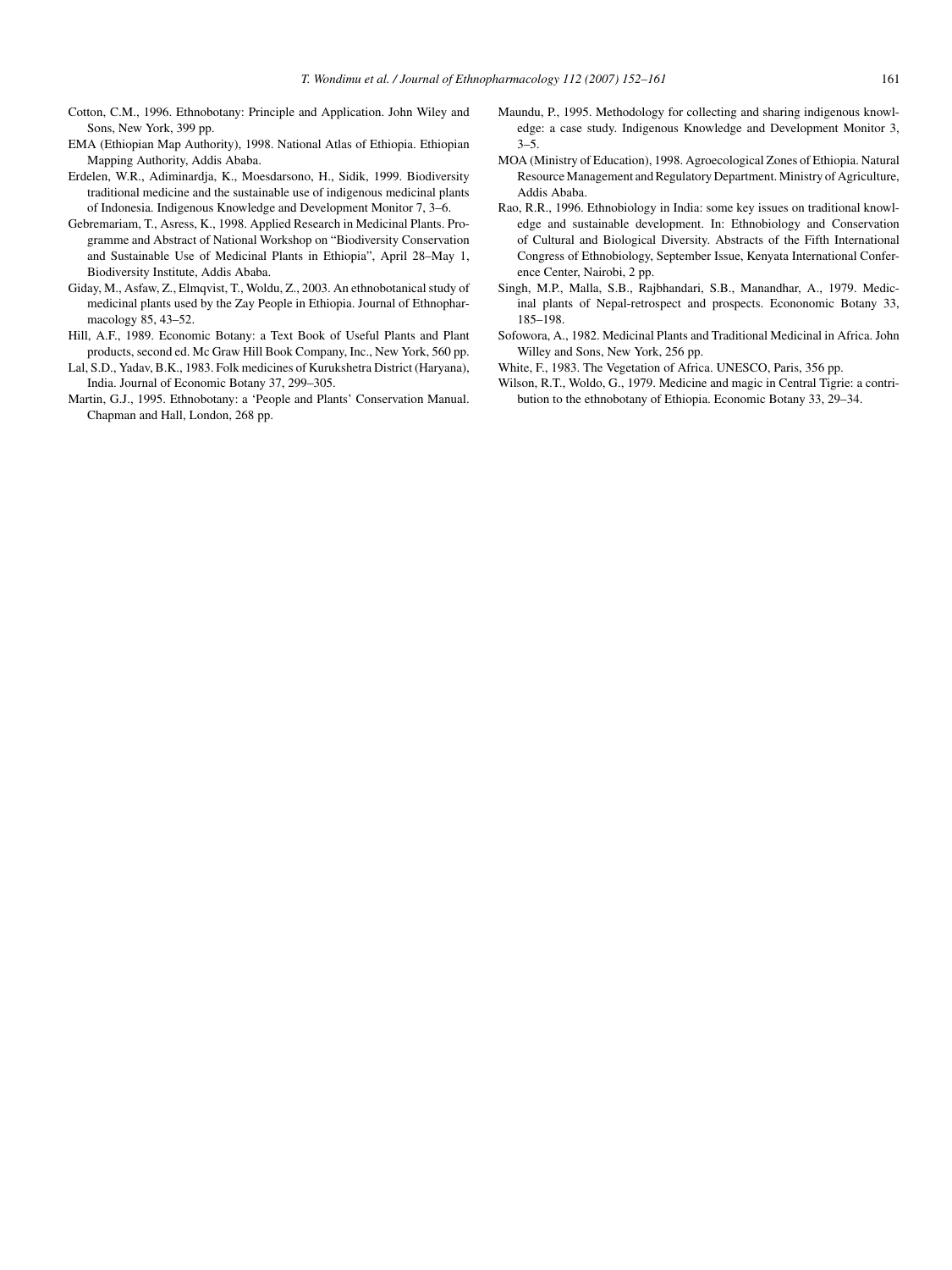Cotton, C.M., 1996. Ethnobotany: Principle and Application. John Wiley and Sons, New York, 399 pp.

EMA (Ethiopian Map Authority), 1998. National Atlas of Ethiopia. Ethiopian Mapping Authority, Addis Ababa.

Erdelen, W.R., Adiminardja, K., Moesdarsono, H., Sidik, 1999. Biodiversity traditional medicine and the sustainable use of indigenous medicinal plants of Indonesia. Indigenous Knowledge and Development Monitor 7, 3–6.

Gebremariam, T., Asress, K., 1998. Applied Research in Medicinal Plants. Programme and Abstract of National Workshop on "Biodiversity Conservation and Sustainable Use of Medicinal Plants in Ethiopia", April 28–May 1, Biodiversity Institute, Addis Ababa.

Giday, M., Asfaw, Z., Elmqvist, T., Woldu, Z., 2003. An ethnobotanical study of medicinal plants used by the Zay People in Ethiopia. Journal of Ethnopharmacology 85, 43–52.

Hill, A.F., 1989. Economic Botany: a Text Book of Useful Plants and Plant products, second ed. Mc Graw Hill Book Company, Inc., New York, 560 pp.

Lal, S.D., Yadav, B.K., 1983. Folk medicines of Kurukshetra District (Haryana), India. Journal of Economic Botany 37, 299–305.

Martin, G.J., 1995. Ethnobotany: a 'People and Plants' Conservation Manual. Chapman and Hall, London, 268 pp.

Maundu, P., 1995. Methodology for collecting and sharing indigenous knowledge: a case study. Indigenous Knowledge and Development Monitor 3, 3–5.

MOA (Ministry of Education), 1998. Agroecological Zones of Ethiopia. Natural Resource Management and Regulatory Department. Ministry of Agriculture, Addis Ababa.

Rao, R.R., 1996. Ethnobiology in India: some key issues on traditional knowledge and sustainable development. In: Ethnobiology and Conservation of Cultural and Biological Diversity. Abstracts of the Fifth International Congress of Ethnobiology, September Issue, Kenyata International Conference Center, Nairobi, 2 pp.

Singh, M.P., Malla, S.B., Rajbhandari, S.B., Manandhar, A., 1979. Medicinal plants of Nepal-retrospect and prospects. Econonomic Botany 33, 185–198.

Sofowora, A., 1982. Medicinal Plants and Traditional Medicinal in Africa. John Willey and Sons, New York, 256 pp.

White, F., 1983. The Vegetation of Africa. UNESCO, Paris, 356 pp.

Wilson, R.T., Woldo, G., 1979. Medicine and magic in Central Tigrie: a contribution to the ethnobotany of Ethiopia. Economic Botany 33, 29–34.